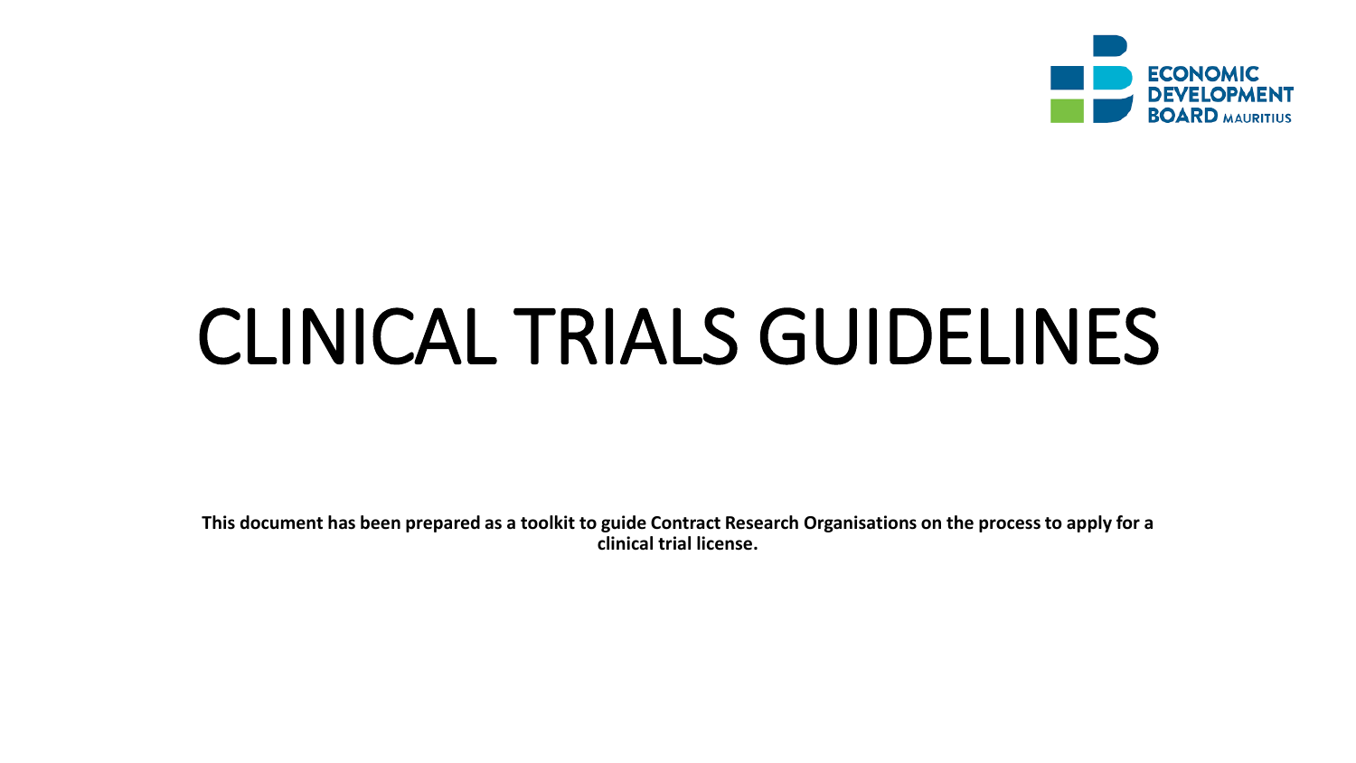ECONOMIC DEVELOPMENT BOARD MAURITIUS

# CLINICAL TRIALS GUIDELINES

**This document has been prepared as a toolkit to guide Contract Research Organisations on the process to apply for a clinical trial license.**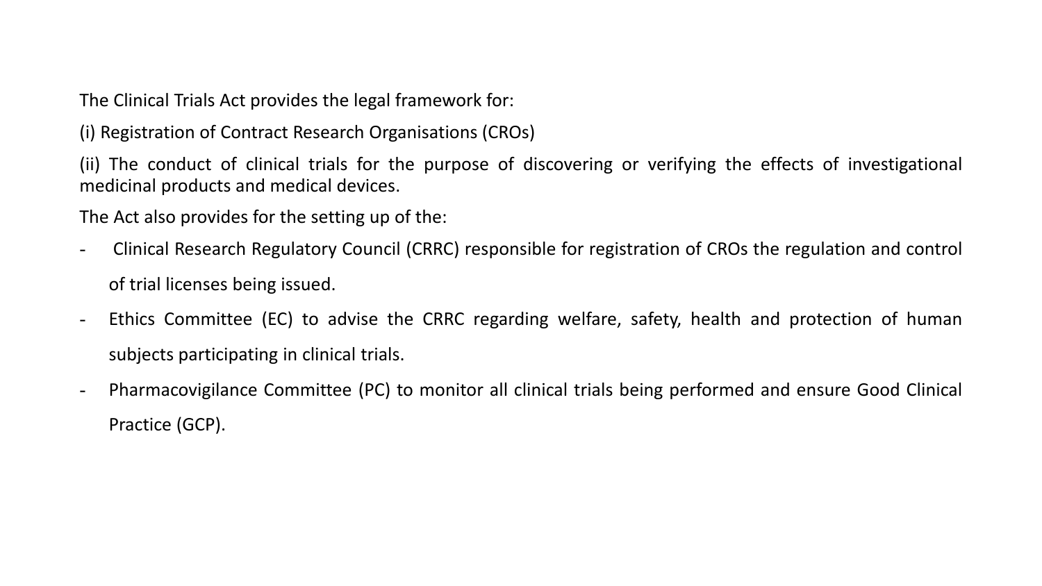The Clinical Trials Act provides the legal framework for:

(i) Registration of Contract Research Organisations (CROs)

(ii) The conduct of clinical trials for the purpose of discovering or verifying the effects of investigational medicinal products and medical devices.

The Act also provides for the setting up of the:

- Clinical Research Regulatory Council (CRRC) responsible for registration of CROs the regulation and control of trial licenses being issued.
- Ethics Committee (EC) to advise the CRRC regarding welfare, safety, health and protection of human subjects participating in clinical trials.
- Pharmacovigilance Committee (PC) to monitor all clinical trials being performed and ensure Good Clinical Practice (GCP).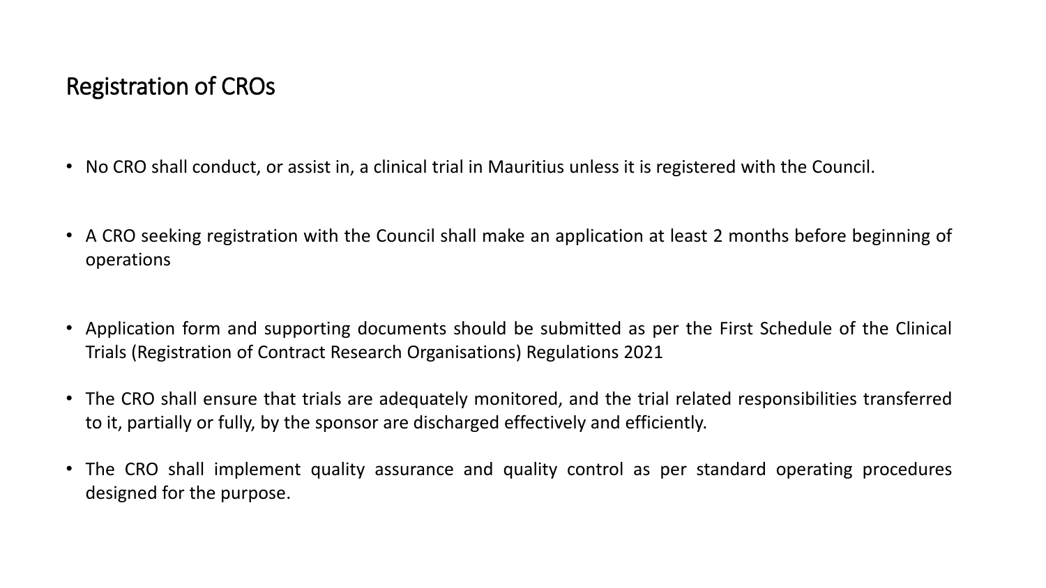## Registration of CROs

- No CRO shall conduct, or assist in, a clinical trial in Mauritius unless it is registered with the Council.
- A CRO seeking registration with the Council shall make an application at least 2 months before beginning of operations
- Application form and supporting documents should be submitted as per the First Schedule of the Clinical Trials (Registration of Contract Research Organisations) Regulations 2021
- The CRO shall ensure that trials are adequately monitored, and the trial related responsibilities transferred to it, partially or fully, by the sponsor are discharged effectively and efficiently.
- The CRO shall implement quality assurance and quality control as per standard operating procedures designed for the purpose.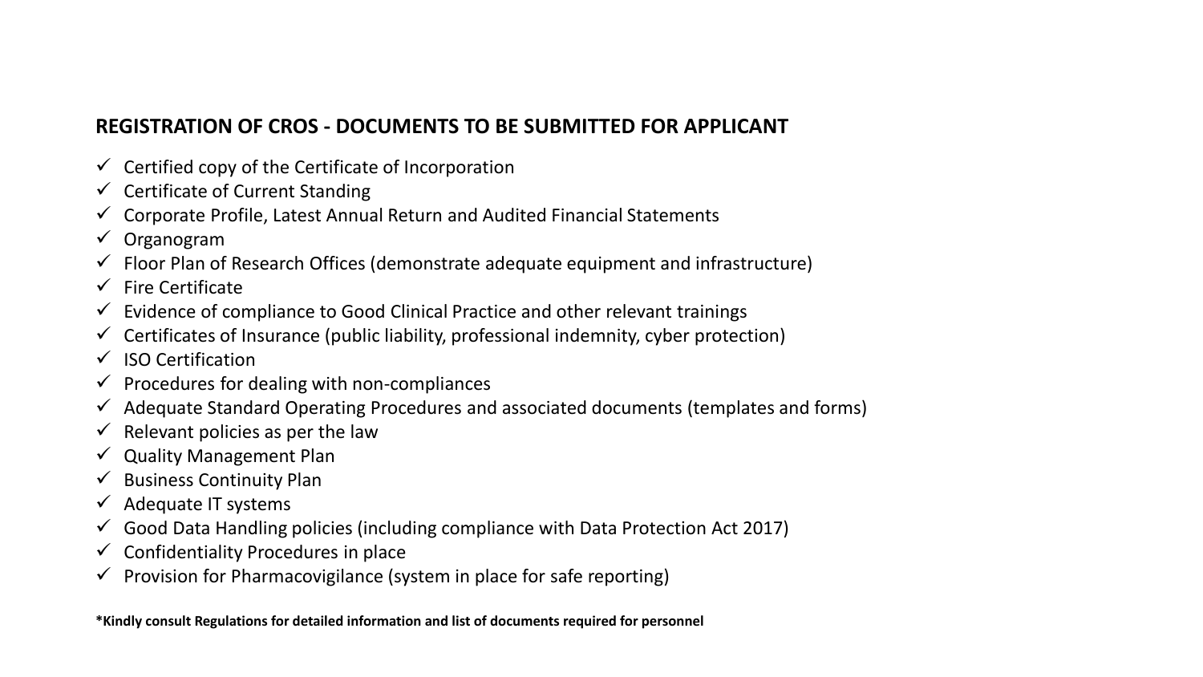## REGISTRATION OF CROS - DOCUMENTS TO BE SUBMITTED FOR APPLICANT

- ✓ Certified copy of the Certificate of Incorporation
- ✓ Certificate of Current Standing
- ✓ Corporate Profile, Latest Annual Return and Audited Financial Statements
- ✓ Organogram
- ✓ Floor Plan of Research Offices (demonstrate adequate equipment and infrastructure)
- ✓ Fire Certificate
- ✓ Evidence of compliance to Good Clinical Practice and other relevant trainings
- ✓ Certificates of Insurance (public liability, professional indemnity, cyber protection)
- ✓ ISO Certification
- ✓ Procedures for dealing with non-compliances
- ✓ Adequate Standard Operating Procedures and associated documents (templates and forms)
- ✓ Relevant policies as per the law
- ✓ Quality Management Plan
- ✓ Business Continuity Plan
- ✓ Adequate IT systems
- ✓ Good Data Handling policies (including compliance with Data Protection Act 2017)
- ✓ Confidentiality Procedures in place
- ✓ Provision for Pharmacovigilance (system in place for safe reporting)

**\*Kindly consult Regulations for detailed information and list of documents required for personnel**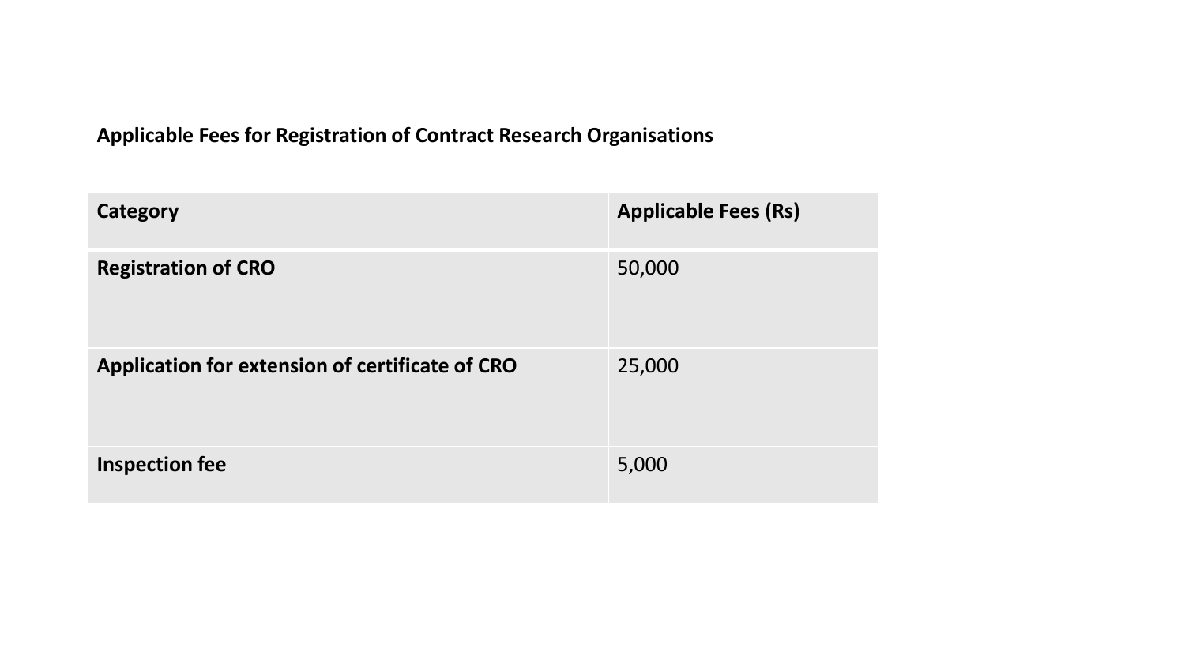**Applicable Fees for Registration of Contract Research Organisations**

| Category | Applicable Fees (Rs) |
| --- | --- |
| **Registration of CRO** | 50,000 |
| **Application for extension of certificate of CRO** | 25,000 |
| **Inspection fee** | 5,000 |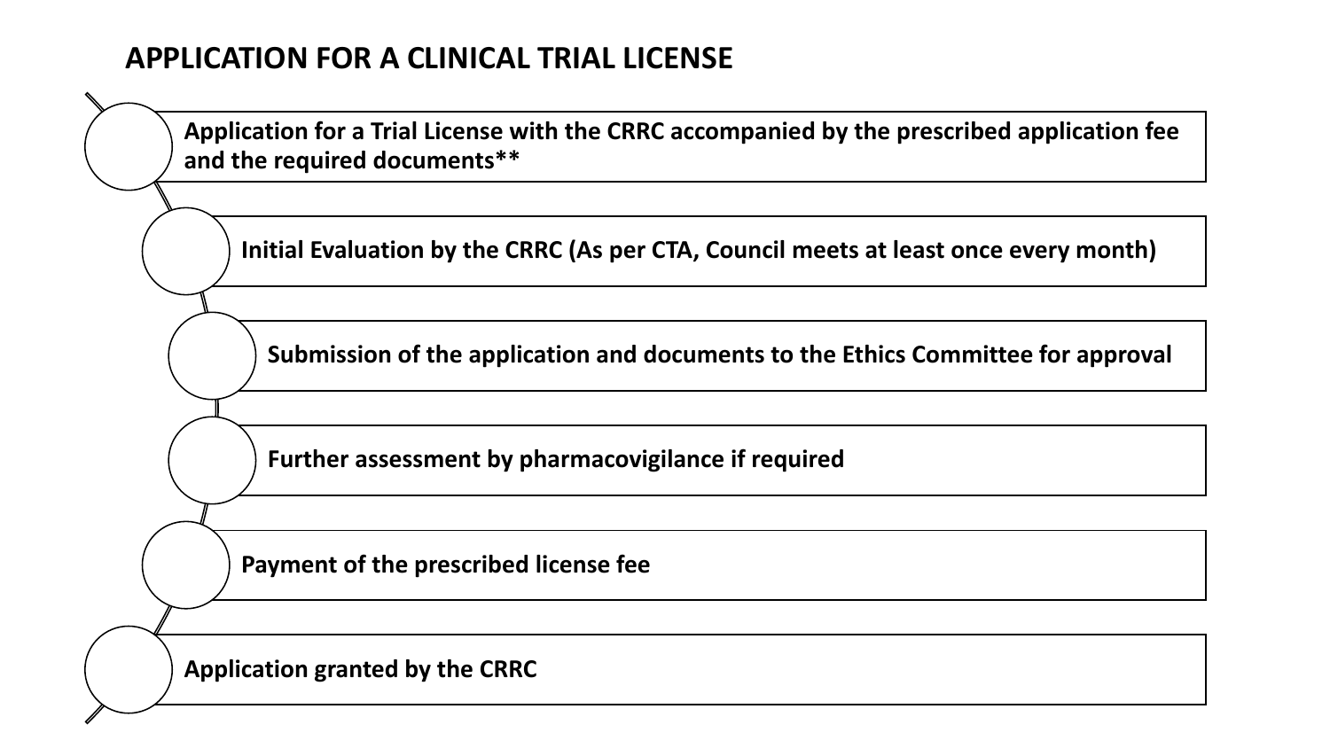## APPLICATION FOR A CLINICAL TRIAL LICENSE

- **Application for a Trial License with the CRRC accompanied by the prescribed application fee and the required documents\*\***
- **Initial Evaluation by the CRRC (As per CTA, Council meets at least once every month)**
- **Submission of the application and documents to the Ethics Committee for approval**
- **Further assessment by pharmacovigilance if required**
- **Payment of the prescribed license fee**
- **Application granted by the CRRC**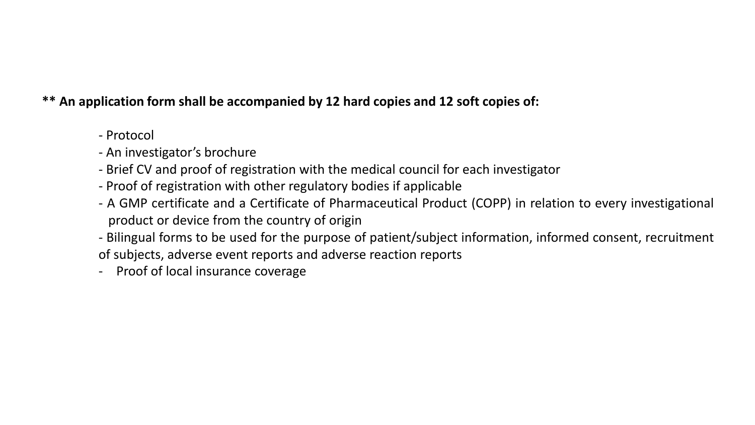**\*\* An application form shall be accompanied by 12 hard copies and 12 soft copies of:**

- Protocol
- An investigator's brochure
- Brief CV and proof of registration with the medical council for each investigator
- Proof of registration with other regulatory bodies if applicable
- A GMP certificate and a Certificate of Pharmaceutical Product (COPP) in relation to every investigational product or device from the country of origin
- Bilingual forms to be used for the purpose of patient/subject information, informed consent, recruitment of subjects, adverse event reports and adverse reaction reports
- Proof of local insurance coverage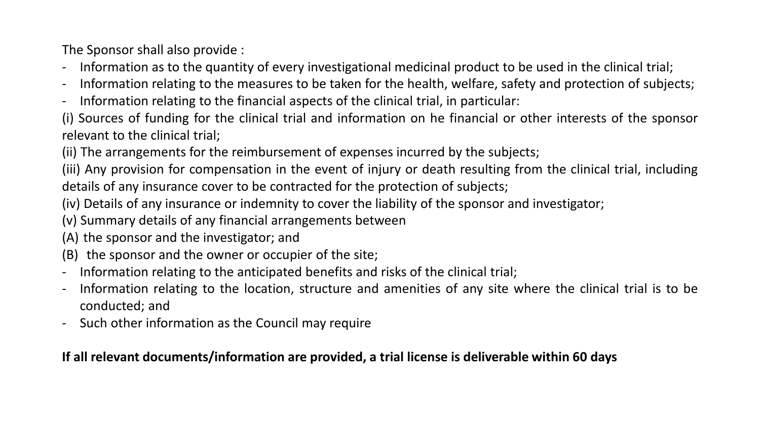The Sponsor shall also provide :

- Information as to the quantity of every investigational medicinal product to be used in the clinical trial;
- Information relating to the measures to be taken for the health, welfare, safety and protection of subjects;
- Information relating to the financial aspects of the clinical trial, in particular:

(i) Sources of funding for the clinical trial and information on he financial or other interests of the sponsor relevant to the clinical trial;

(ii) The arrangements for the reimbursement of expenses incurred by the subjects;

(iii) Any provision for compensation in the event of injury or death resulting from the clinical trial, including details of any insurance cover to be contracted for the protection of subjects;

(iv) Details of any insurance or indemnity to cover the liability of the sponsor and investigator;

(v) Summary details of any financial arrangements between

(A) the sponsor and the investigator; and

(B) the sponsor and the owner or occupier of the site;

- Information relating to the anticipated benefits and risks of the clinical trial;
- Information relating to the location, structure and amenities of any site where the clinical trial is to be conducted; and
- Such other information as the Council may require

**If all relevant documents/information are provided, a trial license is deliverable within 60 days**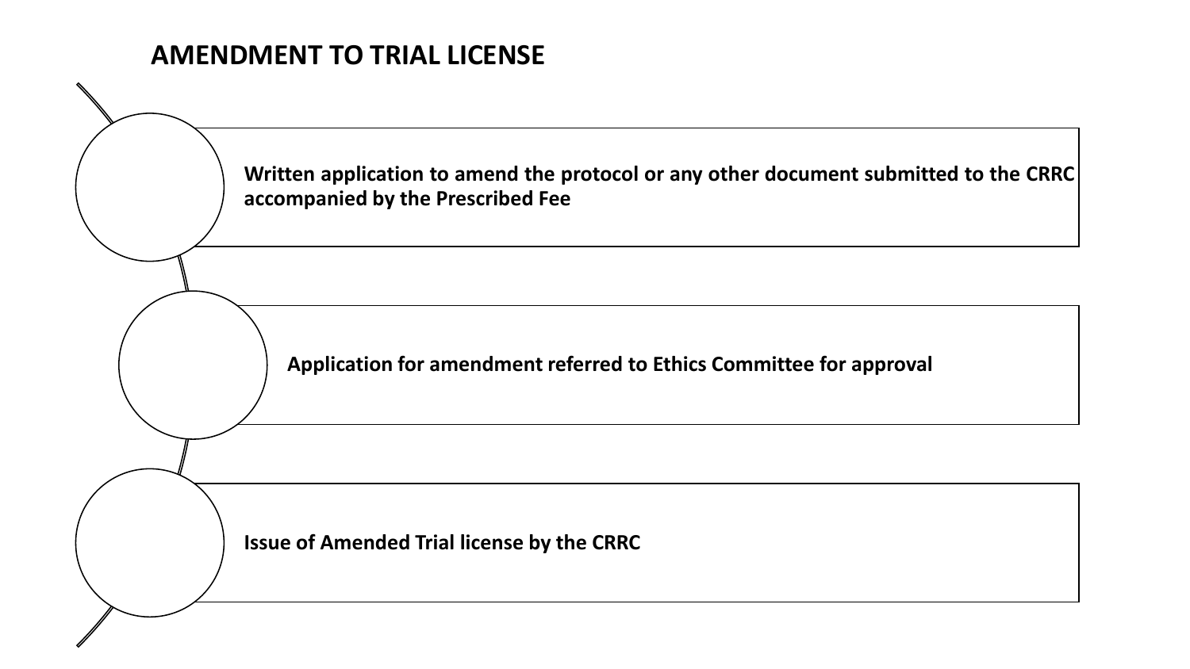## AMENDMENT TO TRIAL LICENSE

1. **Written application to amend the protocol or any other document submitted to the CRRC accompanied by the Prescribed Fee**
2. **Application for amendment referred to Ethics Committee for approval**
3. **Issue of Amended Trial license by the CRRC**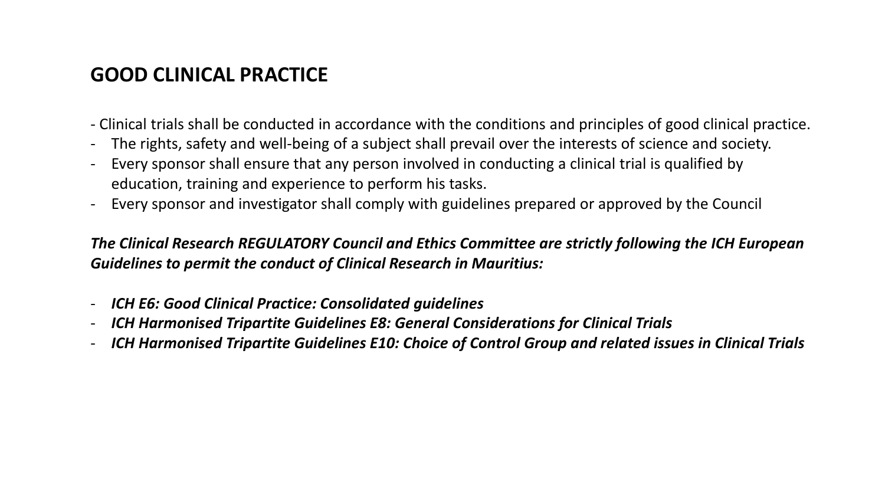## GOOD CLINICAL PRACTICE

- Clinical trials shall be conducted in accordance with the conditions and principles of good clinical practice.
- The rights, safety and well-being of a subject shall prevail over the interests of science and society.
- Every sponsor shall ensure that any person involved in conducting a clinical trial is qualified by education, training and experience to perform his tasks.
- Every sponsor and investigator shall comply with guidelines prepared or approved by the Council

***The Clinical Research REGULATORY Council and Ethics Committee are strictly following the ICH European Guidelines to permit the conduct of Clinical Research in Mauritius:***

- ***ICH E6: Good Clinical Practice: Consolidated guidelines***
- ***ICH Harmonised Tripartite Guidelines E8: General Considerations for Clinical Trials***
- ***ICH Harmonised Tripartite Guidelines E10: Choice of Control Group and related issues in Clinical Trials***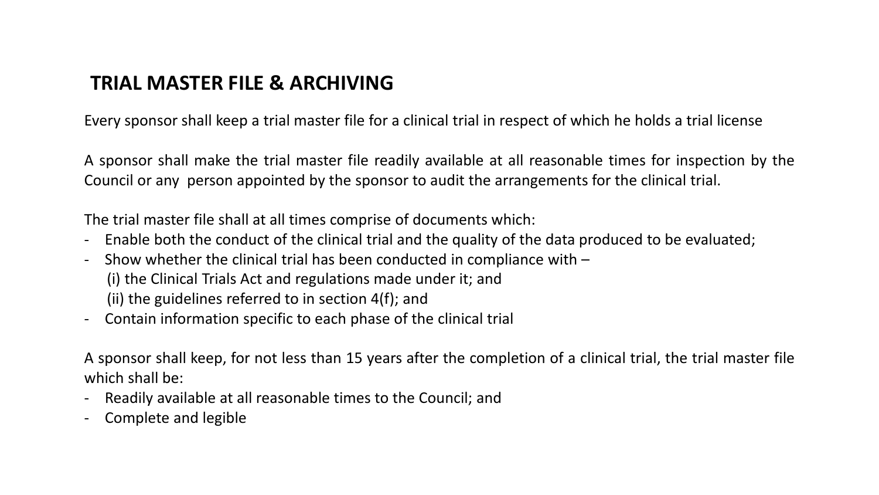## TRIAL MASTER FILE & ARCHIVING

Every sponsor shall keep a trial master file for a clinical trial in respect of which he holds a trial license

A sponsor shall make the trial master file readily available at all reasonable times for inspection by the Council or any person appointed by the sponsor to audit the arrangements for the clinical trial.

The trial master file shall at all times comprise of documents which:

- Enable both the conduct of the clinical trial and the quality of the data produced to be evaluated;
- Show whether the clinical trial has been conducted in compliance with –
  (i) the Clinical Trials Act and regulations made under it; and
  (ii) the guidelines referred to in section 4(f); and
- Contain information specific to each phase of the clinical trial

A sponsor shall keep, for not less than 15 years after the completion of a clinical trial, the trial master file which shall be:

- Readily available at all reasonable times to the Council; and
- Complete and legible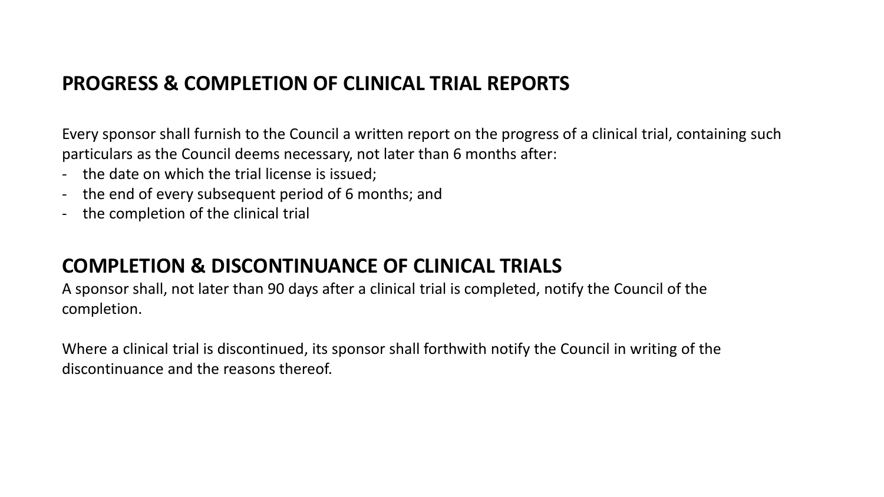## PROGRESS & COMPLETION OF CLINICAL TRIAL REPORTS

Every sponsor shall furnish to the Council a written report on the progress of a clinical trial, containing such particulars as the Council deems necessary, not later than 6 months after:

- the date on which the trial license is issued;
- the end of every subsequent period of 6 months; and
- the completion of the clinical trial

## COMPLETION & DISCONTINUANCE OF CLINICAL TRIALS

A sponsor shall, not later than 90 days after a clinical trial is completed, notify the Council of the completion.

Where a clinical trial is discontinued, its sponsor shall forthwith notify the Council in writing of the discontinuance and the reasons thereof.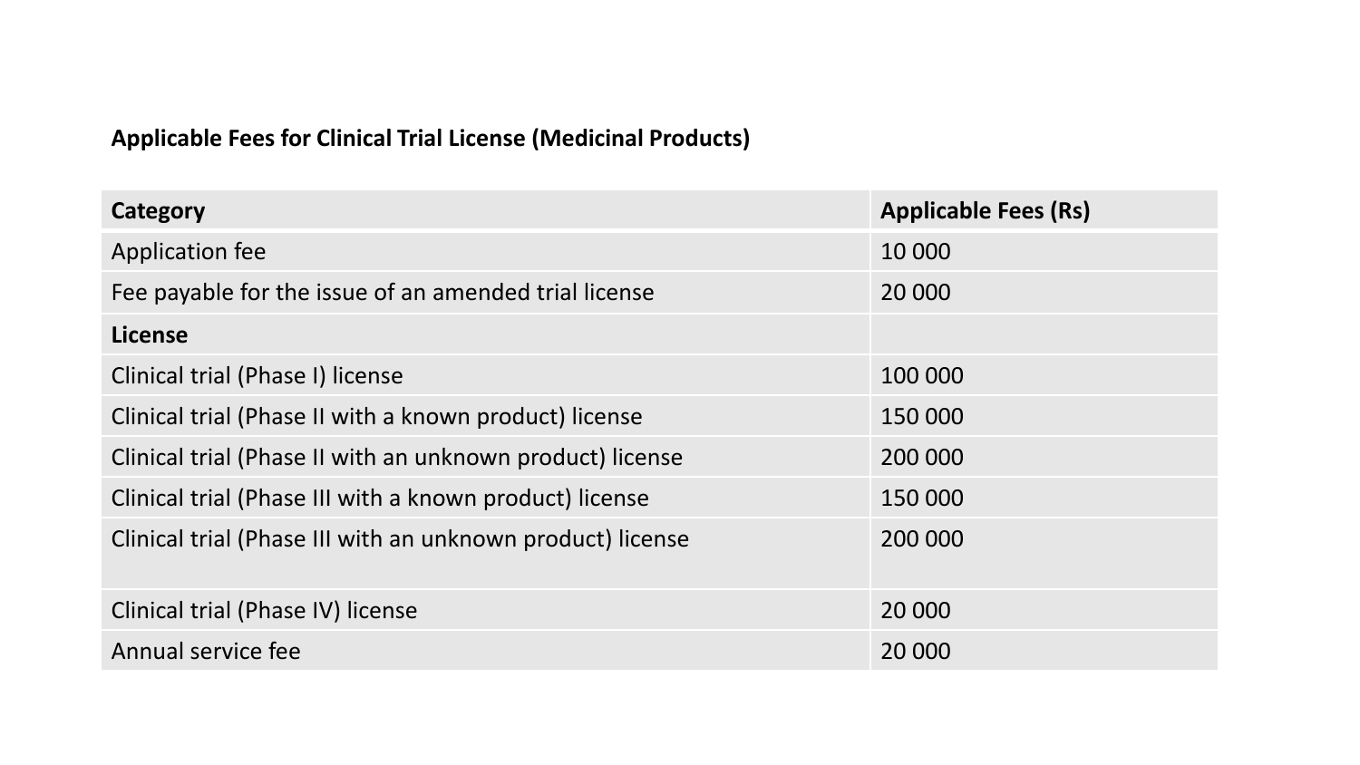**Applicable Fees for Clinical Trial License (Medicinal Products)**

| Category | Applicable Fees (Rs) |
| --- | --- |
| Application fee | 10 000 |
| Fee payable for the issue of an amended trial license | 20 000 |
| **License** | |
| Clinical trial (Phase I) license | 100 000 |
| Clinical trial (Phase II with a known product) license | 150 000 |
| Clinical trial (Phase II with an unknown product) license | 200 000 |
| Clinical trial (Phase III with a known product) license | 150 000 |
| Clinical trial (Phase III with an unknown product) license | 200 000 |
| Clinical trial (Phase IV) license | 20 000 |
| Annual service fee | 20 000 |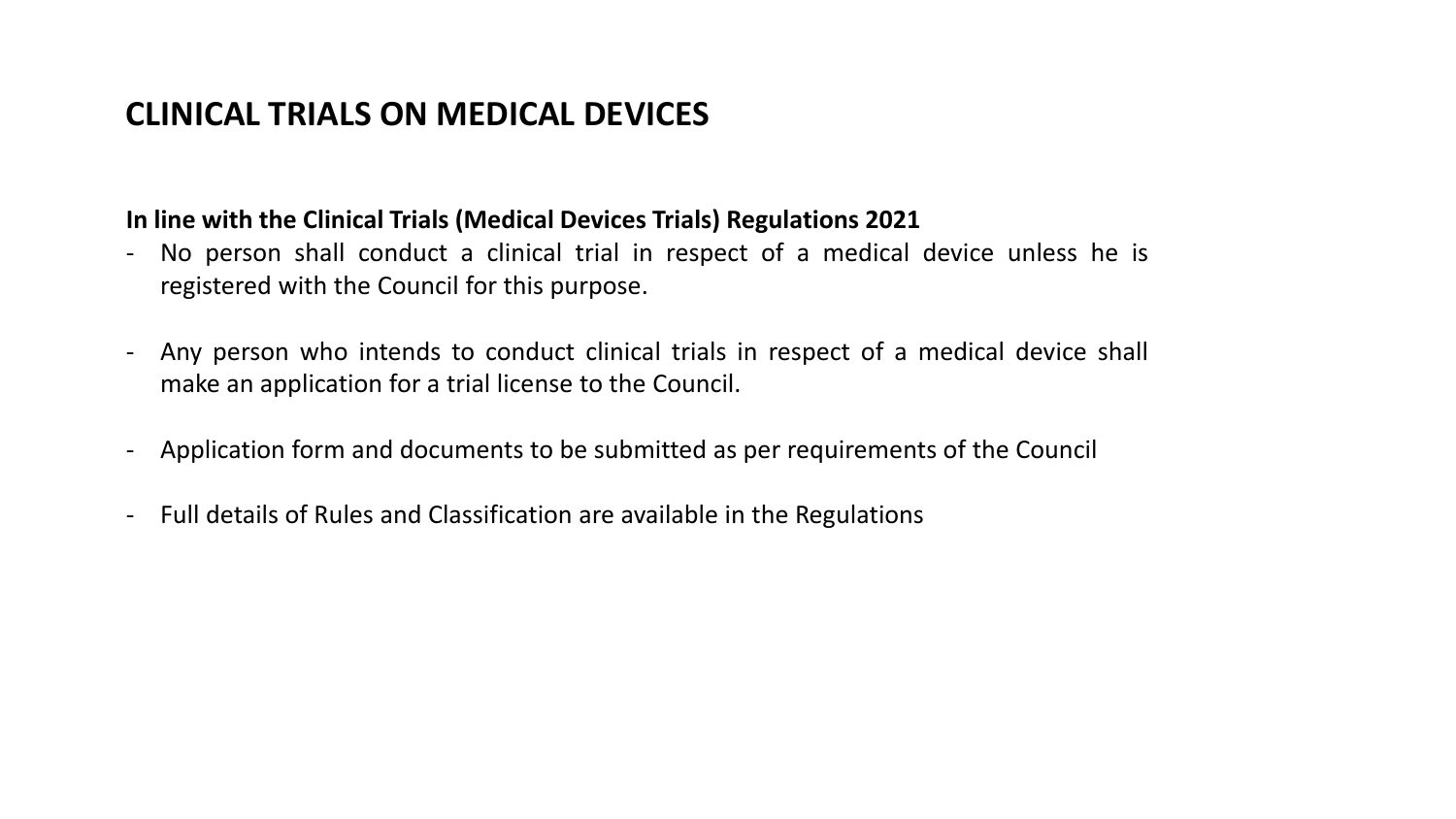# CLINICAL TRIALS ON MEDICAL DEVICES

**In line with the Clinical Trials (Medical Devices Trials) Regulations 2021**

- No person shall conduct a clinical trial in respect of a medical device unless he is registered with the Council for this purpose.
- Any person who intends to conduct clinical trials in respect of a medical device shall make an application for a trial license to the Council.
- Application form and documents to be submitted as per requirements of the Council
- Full details of Rules and Classification are available in the Regulations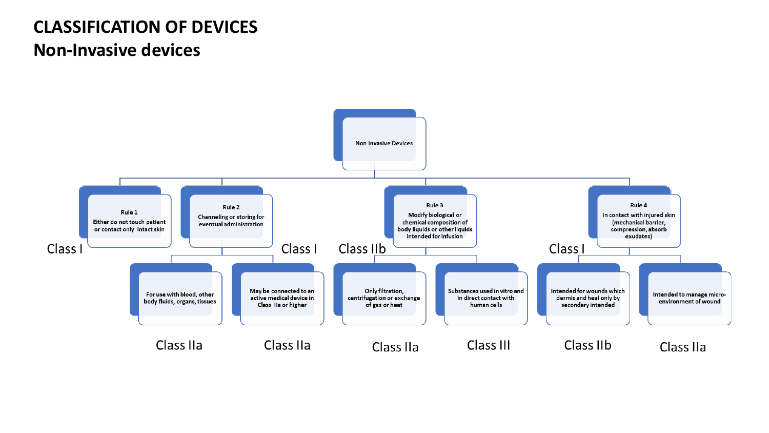# CLASSIFICATION OF DEVICES

## Non-Invasive devices

- **Non Invasive Devices**
  - **Rule 1** – Either do not touch patient or contact only intact skin → Class I
  - **Rule 2** – Channeling or storing for eventual administration → Class I
    - For use with blood, other body fluids, organs, tissues → Class IIa
    - May be connected to an active medical device in Class IIa or higher → Class IIa
  - **Rule 3** – Modify biological or chemical composition of body liquids or other liquids intended for infusion → Class IIb
    - Only filtration, centrifugation or exchange of gas or heat → Class IIa
    - Substances used in vitro and in direct contact with human cells → Class III
  - **Rule 4** – In contact with injured skin (mechanical barrier, compression, absorb exudates) → Class I
    - Intended for wounds which dermis and heal only by secondary intended → Class IIb
    - Intended to manage micro-environment of wound → Class IIa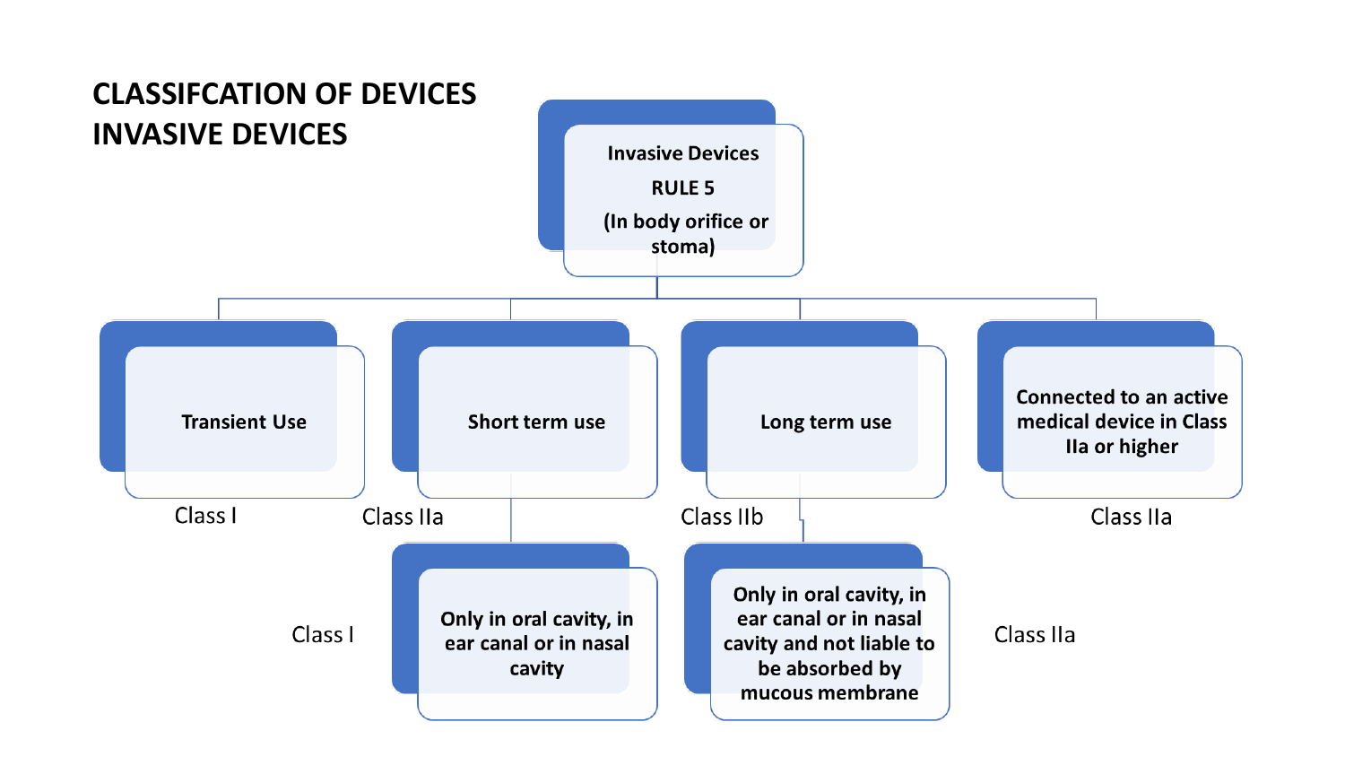# CLASSIFCATION OF DEVICES
# INVASIVE DEVICES

**Invasive Devices**

**RULE 5**

**(In body orifice or stoma)**

- **Transient Use** — Class I
- **Short term use** — Class IIa
  - **Only in oral cavity, in ear canal or in nasal cavity** — Class I
- **Long term use** — Class IIb
  - **Only in oral cavity, in ear canal or in nasal cavity and not liable to be absorbed by mucous membrane** — Class IIa
- **Connected to an active medical device in Class IIa or higher** — Class IIa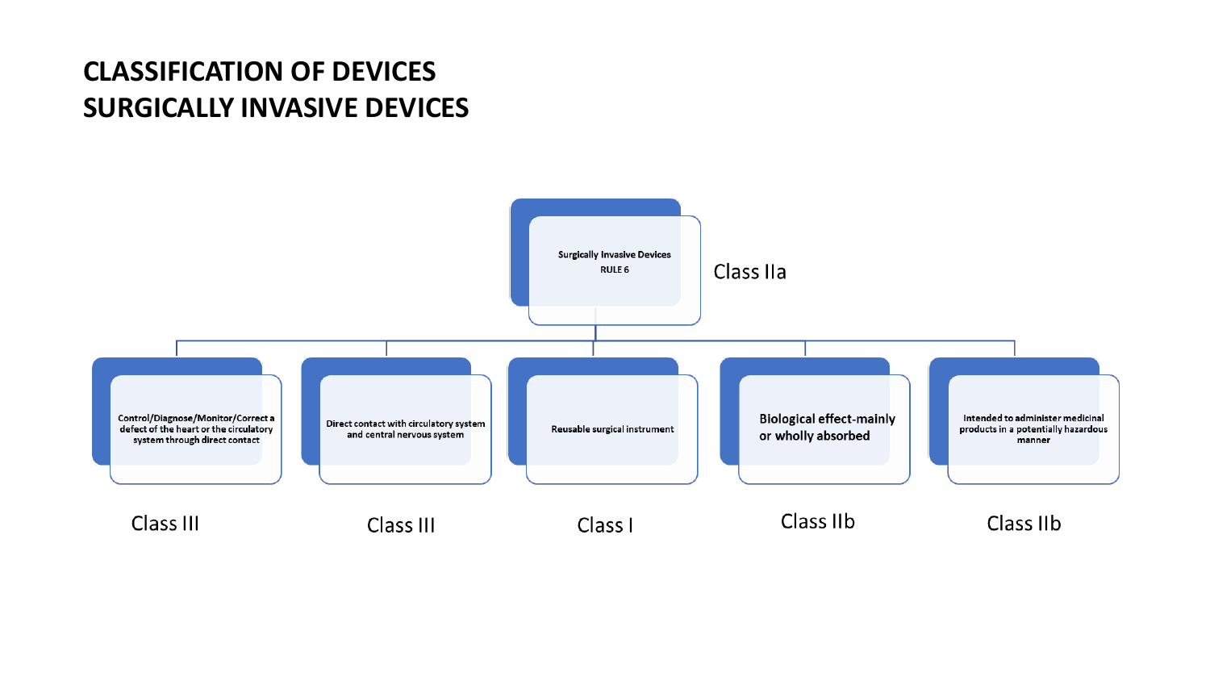# CLASSIFICATION OF DEVICES
# SURGICALLY INVASIVE DEVICES

**Surgically Invasive Devices**
**RULE 6**

Class IIa

- **Control/Diagnose/Monitor/Correct a defect of the heart or the circulatory system through direct contact** — Class III
- **Direct contact with circulatory system and central nervous system** — Class III
- **Reusable surgical instrument** — Class I
- **Biological effect-mainly or wholly absorbed** — Class IIb
- **Intended to administer medicinal products in a potentially hazardous manner** — Class IIb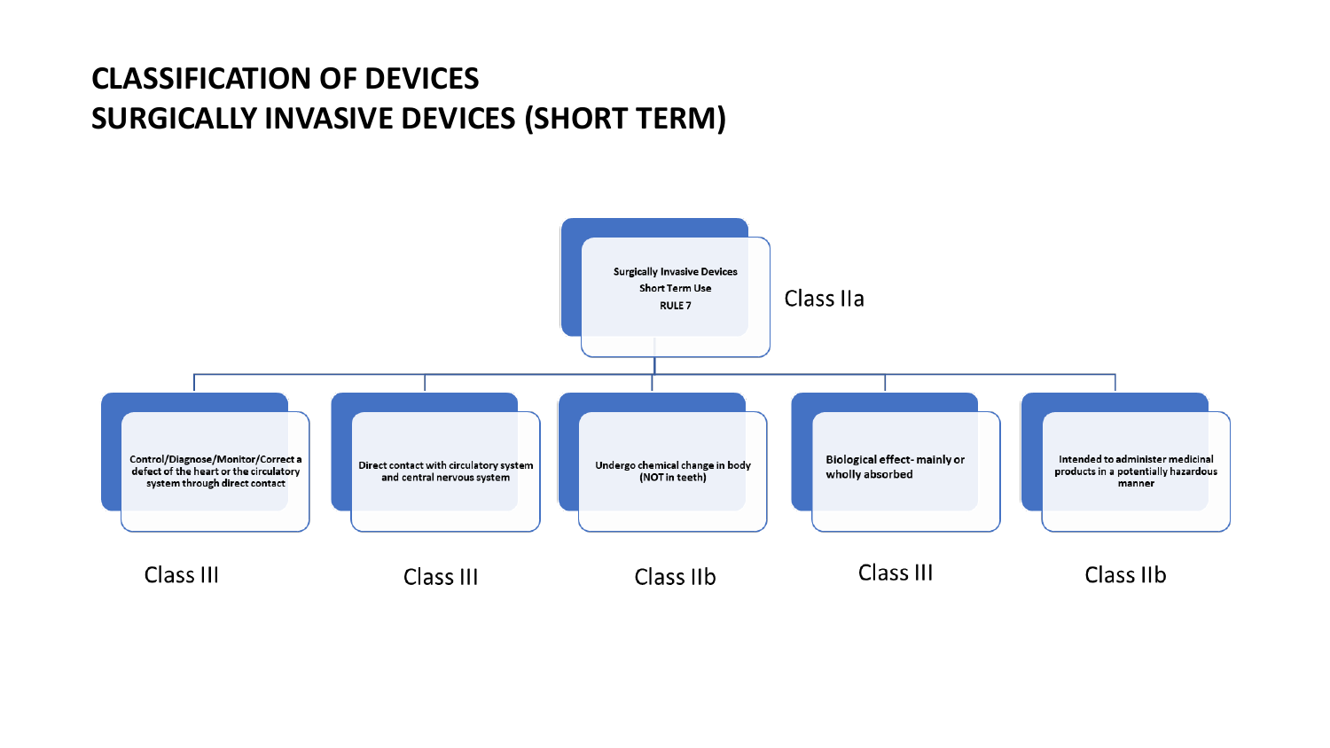# CLASSIFICATION OF DEVICES
# SURGICALLY INVASIVE DEVICES (SHORT TERM)

**Surgically Invasive Devices**
**Short Term Use**
**RULE 7**

Class IIa

- **Control/Diagnose/Monitor/Correct a defect of the heart or the circulatory system through direct contact** — Class III
- **Direct contact with circulatory system and central nervous system** — Class III
- **Undergo chemical change in body (NOT in teeth)** — Class IIb
- **Biological effect- mainly or wholly absorbed** — Class III
- **Intended to administer medicinal products in a potentially hazardous manner** — Class IIb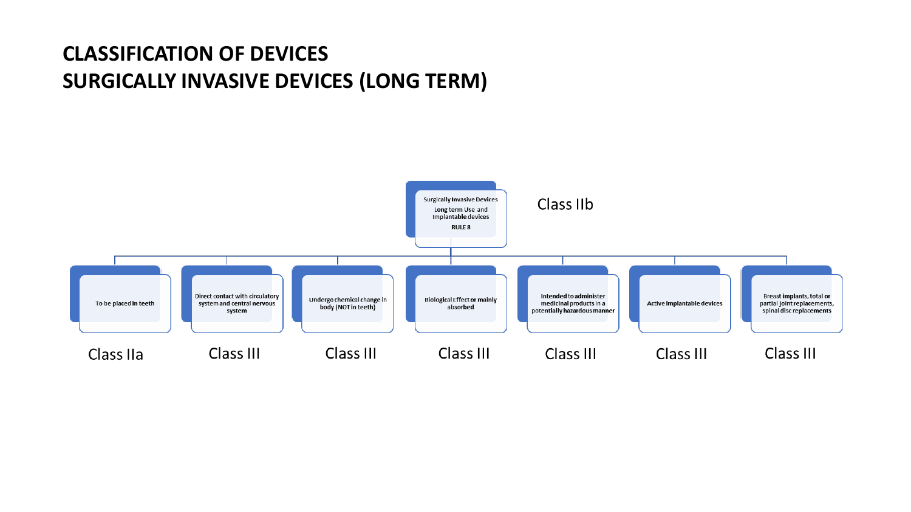# CLASSIFICATION OF DEVICES
## SURGICALLY INVASIVE DEVICES (LONG TERM)

**Surgically Invasive Devices**
Long term Use and Implantable devices
**RULE 8**

Class IIb

- To be placed in teeth — Class IIa
- Direct contact with circulatory system and central nervous system — Class III
- Undergo chemical change in body (NOT in teeth) — Class III
- Biological Effect or mainly absorbed — Class III
- Intended to administer medicinal products in a potentially hazardous manner — Class III
- Active implantable devices — Class III
- Breast implants, total or partial joint replacements, spinal disc replacements — Class III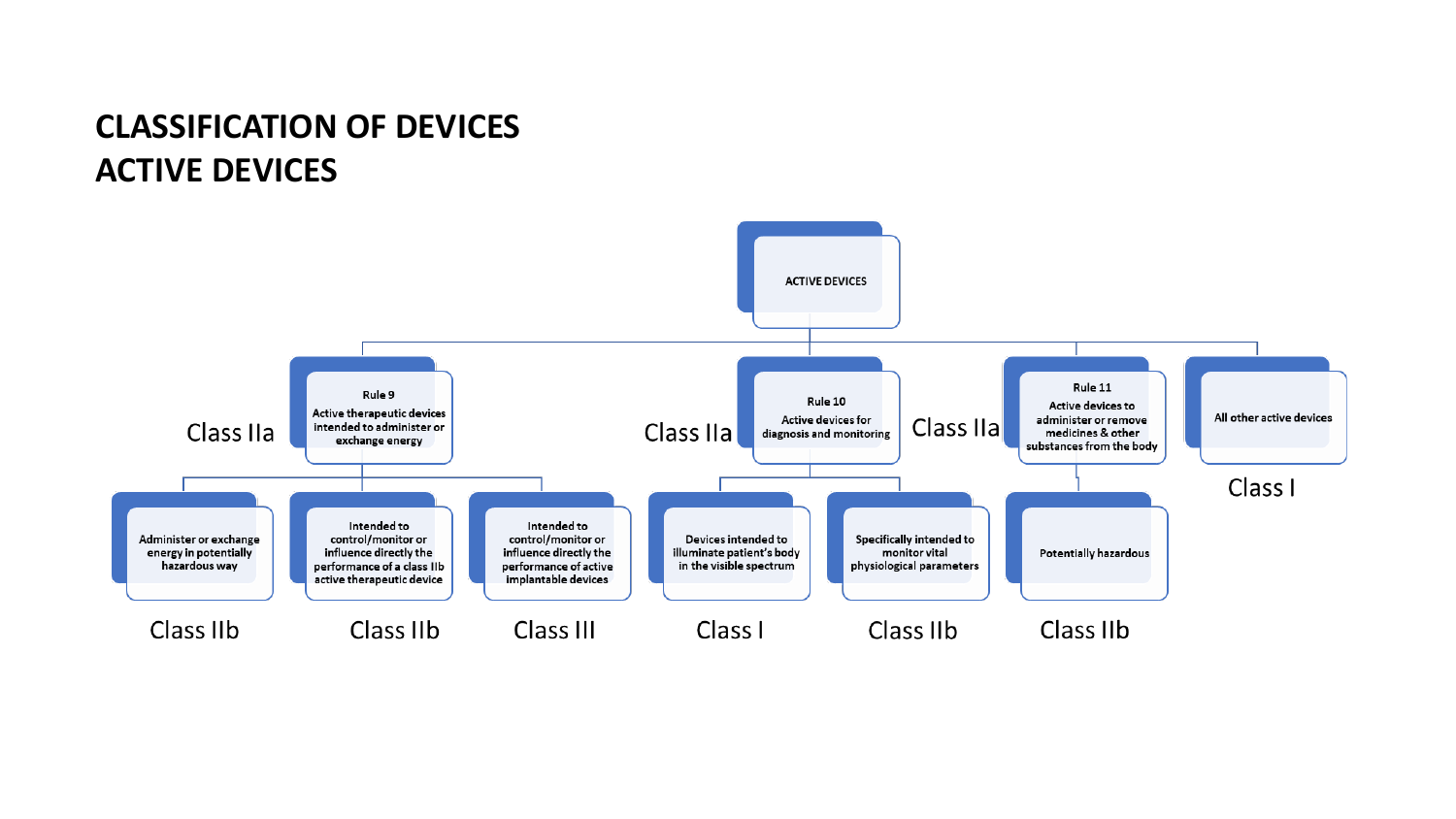# CLASSIFICATION OF DEVICES
# ACTIVE DEVICES

- **ACTIVE DEVICES**
  - **Rule 9** – Active therapeutic devices intended to administer or exchange energy — Class IIa
    - Administer or exchange energy in potentially hazardous way — Class IIb
    - Intended to control/monitor or influence directly the performance of a class IIb active therapeutic device — Class IIb
    - Intended to control/monitor or influence directly the performance of active implantable devices — Class III
  - **Rule 10** – Active devices for diagnosis and monitoring — Class IIa
    - Devices intended to illuminate patient's body in the visible spectrum — Class I
    - Specifically intended to monitor vital physiological parameters — Class IIb
  - **Rule 11** – Active devices to administer or remove medicines & other substances from the body — Class IIa
    - Potentially hazardous — Class IIb
  - All other active devices — Class I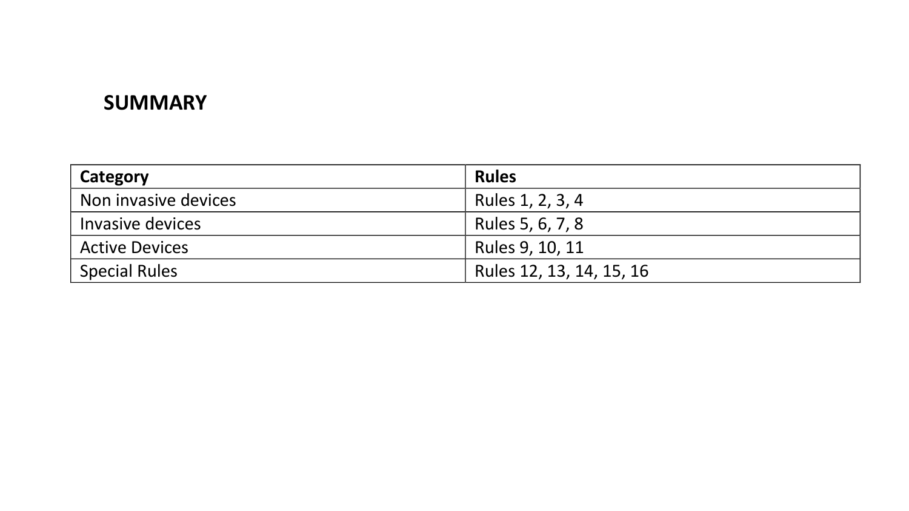## SUMMARY

| Category | Rules |
| --- | --- |
| Non invasive devices | Rules 1, 2, 3, 4 |
| Invasive devices | Rules 5, 6, 7, 8 |
| Active Devices | Rules 9, 10, 11 |
| Special Rules | Rules 12, 13, 14, 15, 16 |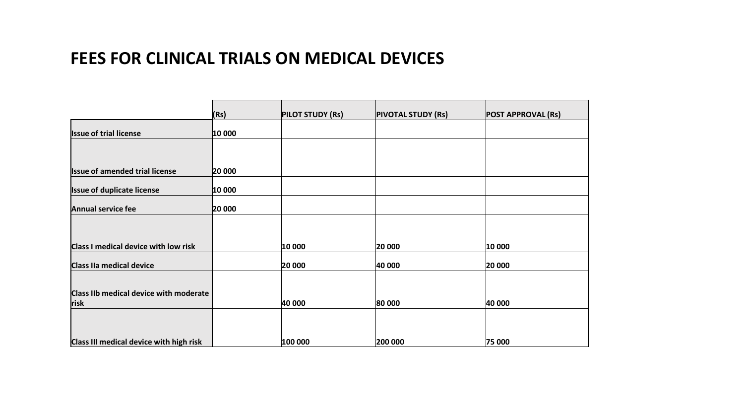# FEES FOR CLINICAL TRIALS ON MEDICAL DEVICES

| | (Rs) | PILOT STUDY (Rs) | PIVOTAL STUDY (Rs) | POST APPROVAL (Rs) |
|---|---|---|---|---|
| **Issue of trial license** | **10 000** | | | |
| **Issue of amended trial license** | **20 000** | | | |
| **Issue of duplicate license** | **10 000** | | | |
| **Annual service fee** | **20 000** | | | |
| **Class I medical device with low risk** | | **10 000** | **20 000** | **10 000** |
| **Class IIa medical device** | | **20 000** | **40 000** | **20 000** |
| **Class IIb medical device with moderate risk** | | **40 000** | **80 000** | **40 000** |
| **Class III medical device with high risk** | | **100 000** | **200 000** | **75 000** |